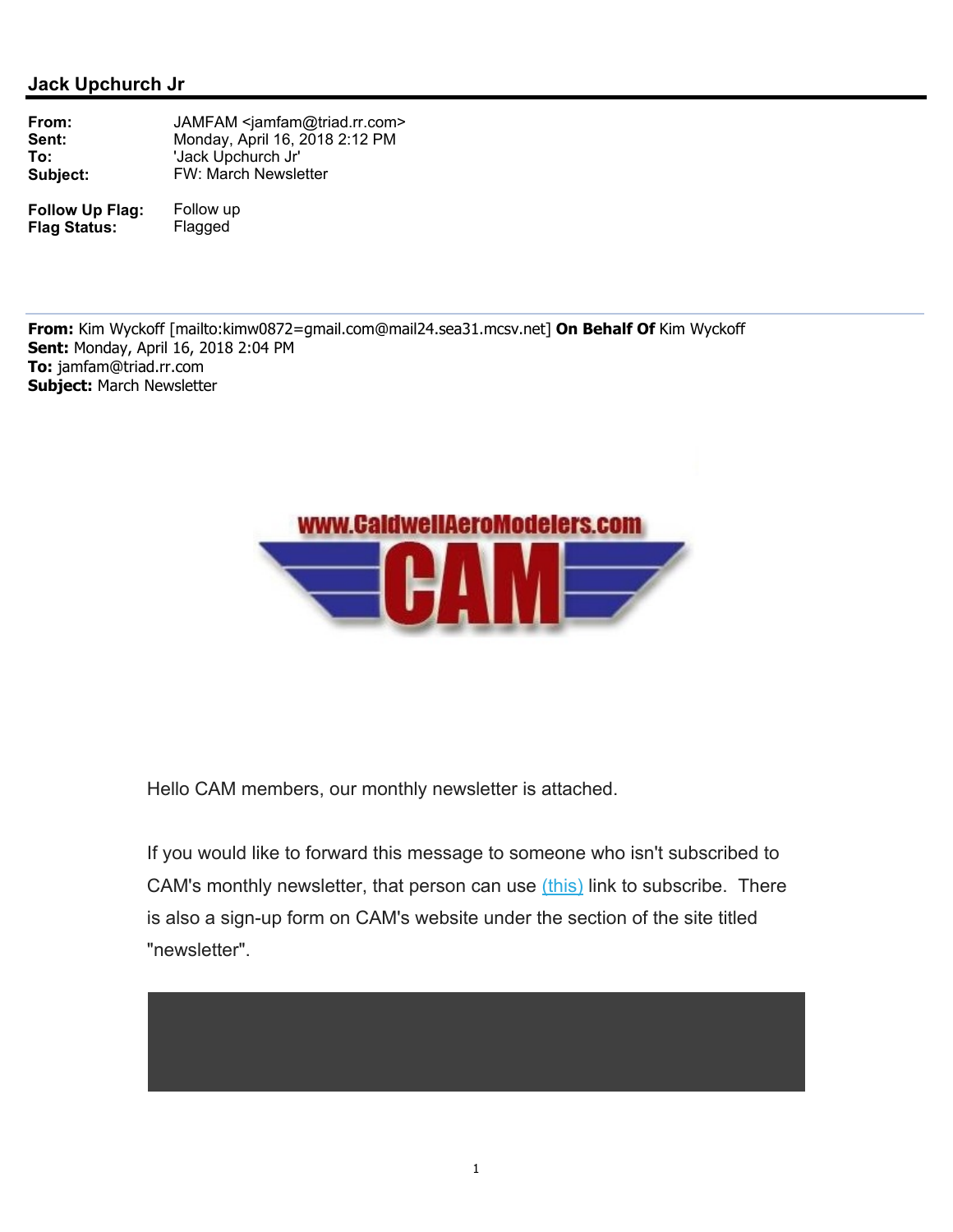## Jack Upchurch Jr

| | |
|---|---|
| **From:** | JAMFAM <jamfam@triad.rr.com> |
| **Sent:** | Monday, April 16, 2018 2:12 PM |
| **To:** | 'Jack Upchurch Jr' |
| **Subject:** | FW: March Newsletter |

| | |
|---|---|
| **Follow Up Flag:** | Follow up |
| **Flag Status:** | Flagged |

---

**From:** Kim Wyckoff [mailto:kimw0872=gmail.com@mail24.sea31.mcsv.net] **On Behalf Of** Kim Wyckoff
**Sent:** Monday, April 16, 2018 2:04 PM
**To:** jamfam@triad.rr.com
**Subject:** March Newsletter

www.CaldwellAeroModelers.com

CAM

Hello CAM members, our monthly newsletter is attached.

If you would like to forward this message to someone who isn't subscribed to CAM's monthly newsletter, that person can use (this) link to subscribe. There is also a sign-up form on CAM's website under the section of the site titled "newsletter".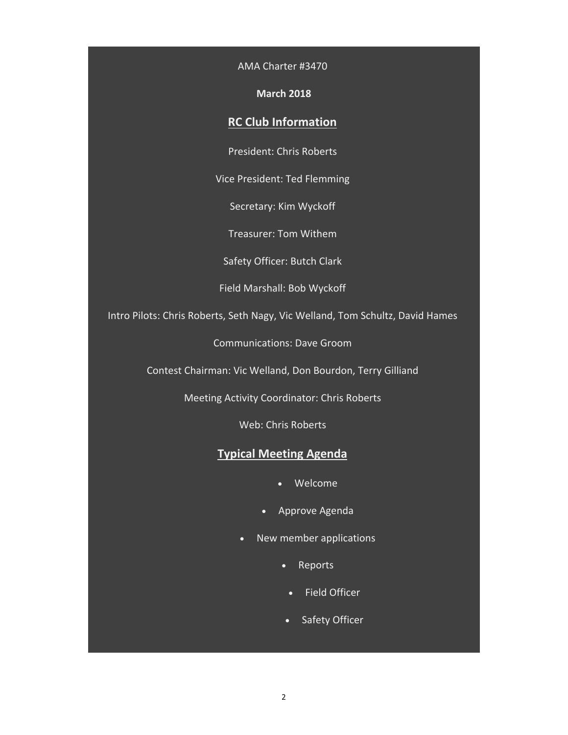AMA Charter #3470

**March 2018**

## RC Club Information

President: Chris Roberts

Vice President: Ted Flemming

Secretary: Kim Wyckoff

Treasurer: Tom Withem

Safety Officer: Butch Clark

Field Marshall: Bob Wyckoff

Intro Pilots: Chris Roberts, Seth Nagy, Vic Welland, Tom Schultz, David Hames

Communications: Dave Groom

Contest Chairman: Vic Welland, Don Bourdon, Terry Gilliand

Meeting Activity Coordinator: Chris Roberts

Web: Chris Roberts

## Typical Meeting Agenda

- Welcome
- Approve Agenda
- New member applications
- Reports
- Field Officer
- Safety Officer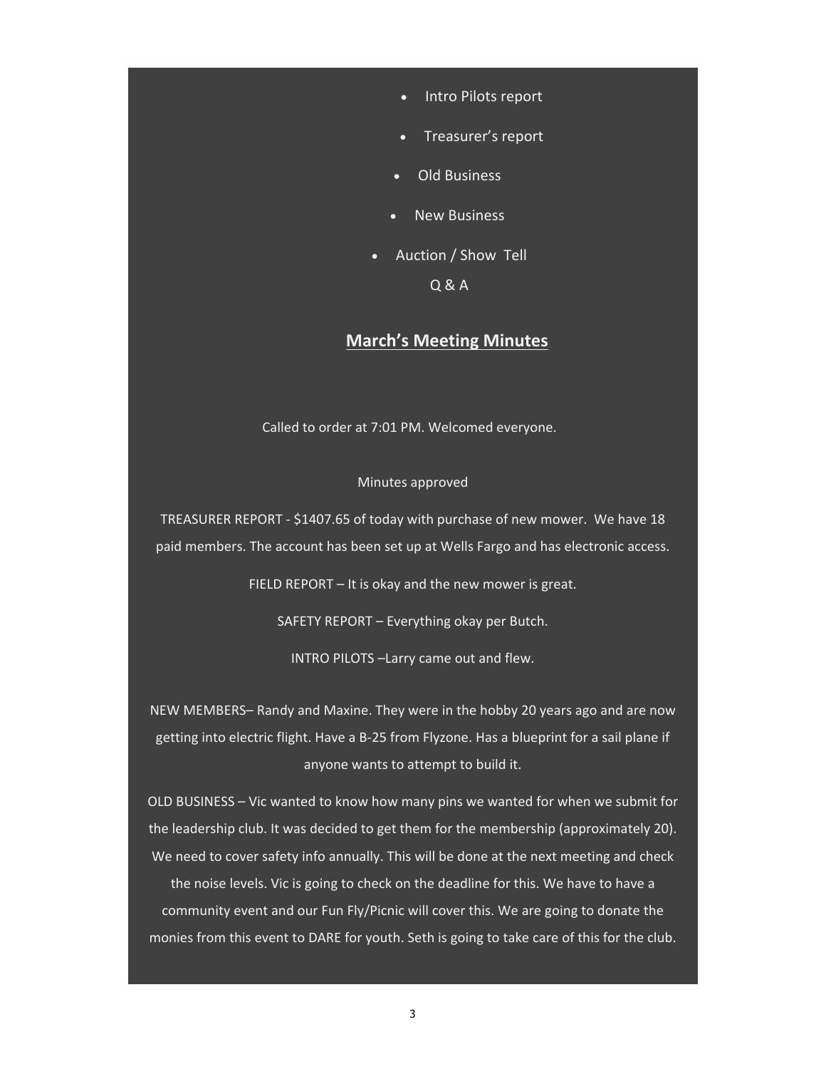- Intro Pilots report
- Treasurer's report
- Old Business
- New Business
- Auction / Show Tell

Q & A

## **March's Meeting Minutes**

Called to order at 7:01 PM. Welcomed everyone.

Minutes approved

TREASURER REPORT - $1407.65 of today with purchase of new mower. We have 18 paid members. The account has been set up at Wells Fargo and has electronic access.

FIELD REPORT – It is okay and the new mower is great.

SAFETY REPORT – Everything okay per Butch.

INTRO PILOTS –Larry came out and flew.

NEW MEMBERS– Randy and Maxine. They were in the hobby 20 years ago and are now getting into electric flight. Have a B-25 from Flyzone. Has a blueprint for a sail plane if anyone wants to attempt to build it.

OLD BUSINESS – Vic wanted to know how many pins we wanted for when we submit for the leadership club. It was decided to get them for the membership (approximately 20). We need to cover safety info annually. This will be done at the next meeting and check the noise levels. Vic is going to check on the deadline for this. We have to have a community event and our Fun Fly/Picnic will cover this. We are going to donate the monies from this event to DARE for youth. Seth is going to take care of this for the club.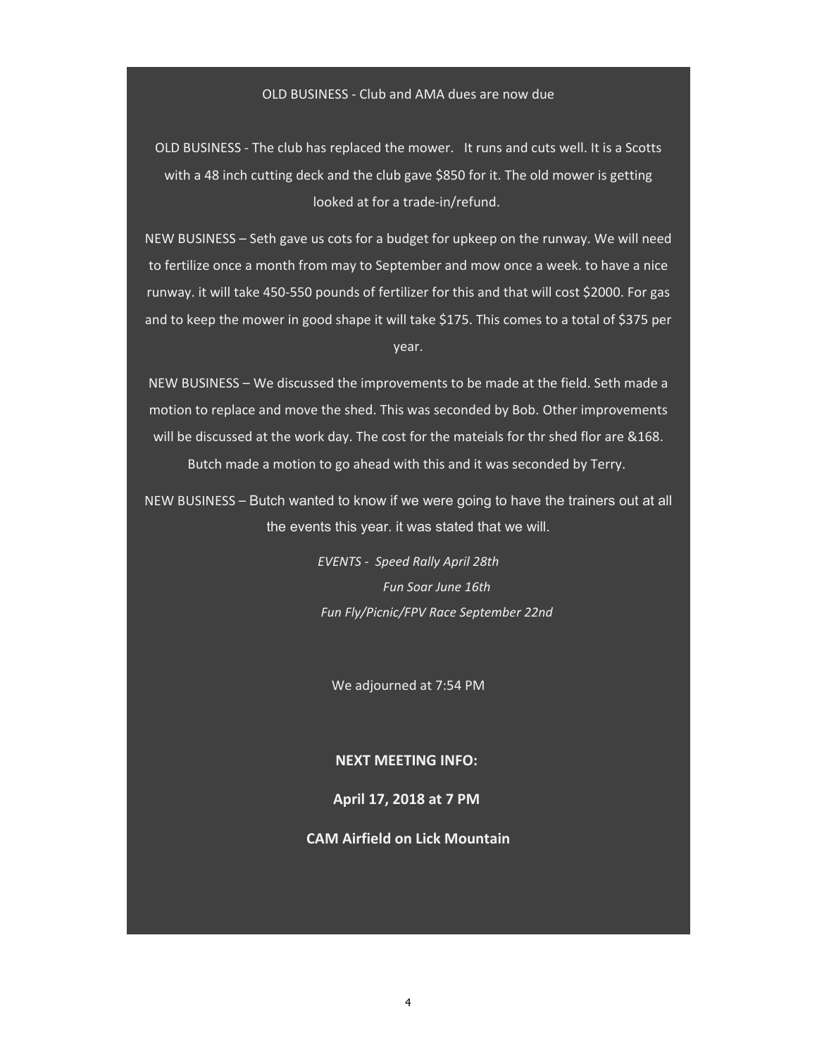OLD BUSINESS - Club and AMA dues are now due

OLD BUSINESS - The club has replaced the mower. It runs and cuts well. It is a Scotts with a 48 inch cutting deck and the club gave $850 for it. The old mower is getting looked at for a trade-in/refund.

NEW BUSINESS – Seth gave us cots for a budget for upkeep on the runway. We will need to fertilize once a month from may to September and mow once a week. to have a nice runway. it will take 450-550 pounds of fertilizer for this and that will cost $2000. For gas and to keep the mower in good shape it will take $175. This comes to a total of $375 per year.

NEW BUSINESS – We discussed the improvements to be made at the field. Seth made a motion to replace and move the shed. This was seconded by Bob. Other improvements will be discussed at the work day. The cost for the mateials for thr shed flor are &168. Butch made a motion to go ahead with this and it was seconded by Terry.

NEW BUSINESS – Butch wanted to know if we were going to have the trainers out at all the events this year. it was stated that we will.

*EVENTS - Speed Rally April 28th*
*Fun Soar June 16th*
*Fun Fly/Picnic/FPV Race September 22nd*

We adjourned at 7:54 PM

**NEXT MEETING INFO:**

**April 17, 2018 at 7 PM**

**CAM Airfield on Lick Mountain**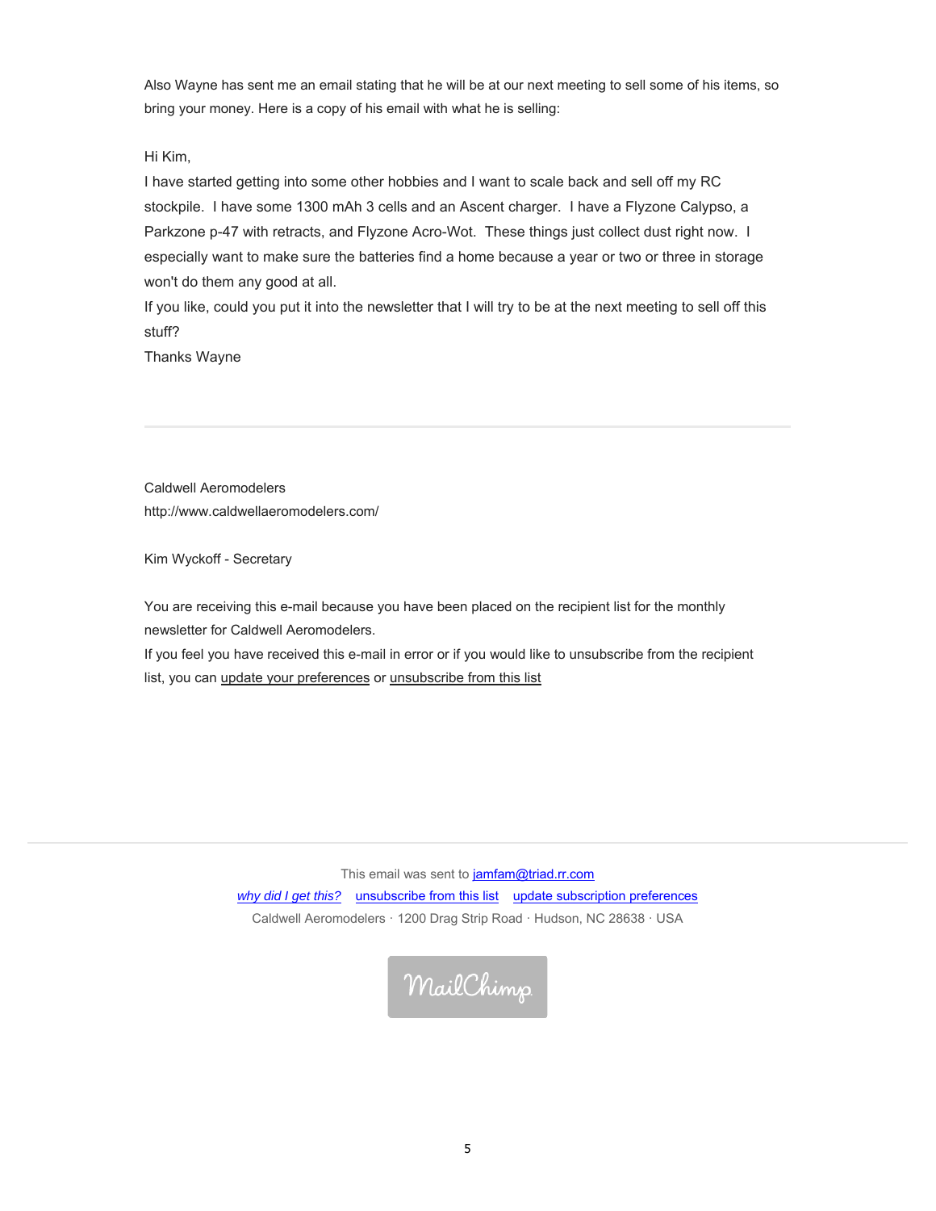Also Wayne has sent me an email stating that he will be at our next meeting to sell some of his items, so bring your money. Here is a copy of his email with what he is selling:

Hi Kim,

I have started getting into some other hobbies and I want to scale back and sell off my RC stockpile. I have some 1300 mAh 3 cells and an Ascent charger. I have a Flyzone Calypso, a Parkzone p-47 with retracts, and Flyzone Acro-Wot. These things just collect dust right now. I especially want to make sure the batteries find a home because a year or two or three in storage won't do them any good at all.

If you like, could you put it into the newsletter that I will try to be at the next meeting to sell off this stuff?

Thanks Wayne

---

Caldwell Aeromodelers
http://www.caldwellaeromodelers.com/

Kim Wyckoff - Secretary

You are receiving this e-mail because you have been placed on the recipient list for the monthly newsletter for Caldwell Aeromodelers.

If you feel you have received this e-mail in error or if you would like to unsubscribe from the recipient list, you can update your preferences or unsubscribe from this list

---

This email was sent to jamfam@triad.rr.com

*why did I get this?* unsubscribe from this list update subscription preferences

Caldwell Aeromodelers · 1200 Drag Strip Road · Hudson, NC 28638 · USA

MailChimp